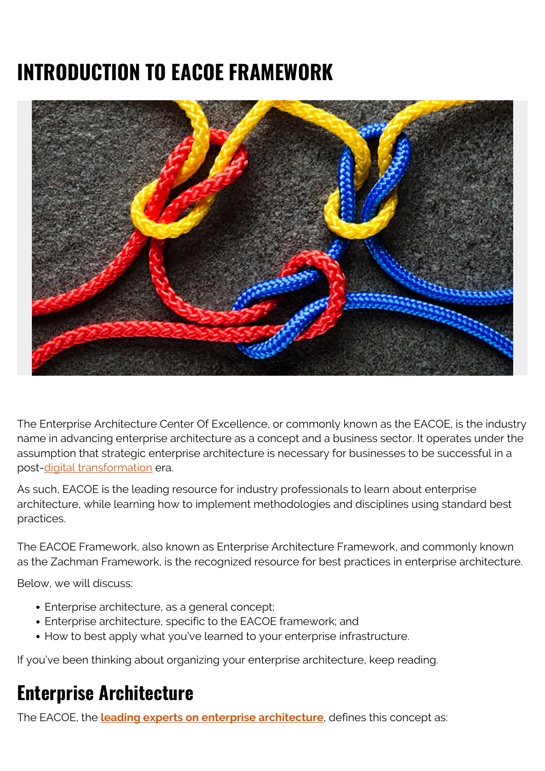# INTRODUCTION TO EACOE FRAMEWORK

The Enterprise Architecture Center Of Excellence, or commonly known as the EACOE, is the industry name in advancing enterprise architecture as a concept and a business sector. It operates under the assumption that strategic enterprise architecture is necessary for businesses to be successful in a post-digital transformation era.

As such, EACOE is the leading resource for industry professionals to learn about enterprise architecture, while learning how to implement methodologies and disciplines using standard best practices.

The EACOE Framework, also known as Enterprise Architecture Framework, and commonly known as the Zachman Framework, is the recognized resource for best practices in enterprise architecture.

Below, we will discuss:

- Enterprise architecture, as a general concept;
- Enterprise architecture, specific to the EACOE framework; and
- How to best apply what you've learned to your enterprise infrastructure.

If you've been thinking about organizing your enterprise architecture, keep reading.

## Enterprise Architecture

The EACOE, the **leading experts on enterprise architecture**, defines this concept as: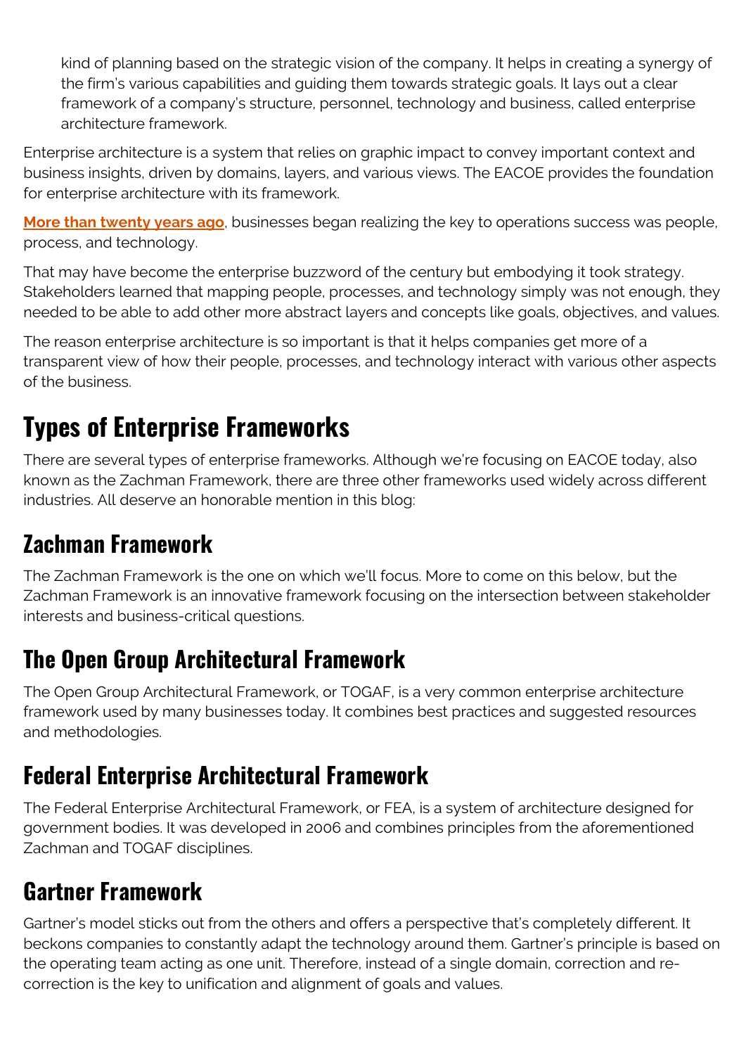kind of planning based on the strategic vision of the company. It helps in creating a synergy of the firm's various capabilities and guiding them towards strategic goals. It lays out a clear framework of a company's structure, personnel, technology and business, called enterprise architecture framework.

Enterprise architecture is a system that relies on graphic impact to convey important context and business insights, driven by domains, layers, and various views. The EACOE provides the foundation for enterprise architecture with its framework.

**More than twenty years ago**, businesses began realizing the key to operations success was people, process, and technology.

That may have become the enterprise buzzword of the century but embodying it took strategy. Stakeholders learned that mapping people, processes, and technology simply was not enough, they needed to be able to add other more abstract layers and concepts like goals, objectives, and values.

The reason enterprise architecture is so important is that it helps companies get more of a transparent view of how their people, processes, and technology interact with various other aspects of the business.

# Types of Enterprise Frameworks

There are several types of enterprise frameworks. Although we're focusing on EACOE today, also known as the Zachman Framework, there are three other frameworks used widely across different industries. All deserve an honorable mention in this blog:

## Zachman Framework

The Zachman Framework is the one on which we'll focus. More to come on this below, but the Zachman Framework is an innovative framework focusing on the intersection between stakeholder interests and business-critical questions.

## The Open Group Architectural Framework

The Open Group Architectural Framework, or TOGAF, is a very common enterprise architecture framework used by many businesses today. It combines best practices and suggested resources and methodologies.

## Federal Enterprise Architectural Framework

The Federal Enterprise Architectural Framework, or FEA, is a system of architecture designed for government bodies. It was developed in 2006 and combines principles from the aforementioned Zachman and TOGAF disciplines.

## Gartner Framework

Gartner's model sticks out from the others and offers a perspective that's completely different. It beckons companies to constantly adapt the technology around them. Gartner's principle is based on the operating team acting as one unit. Therefore, instead of a single domain, correction and re-correction is the key to unification and alignment of goals and values.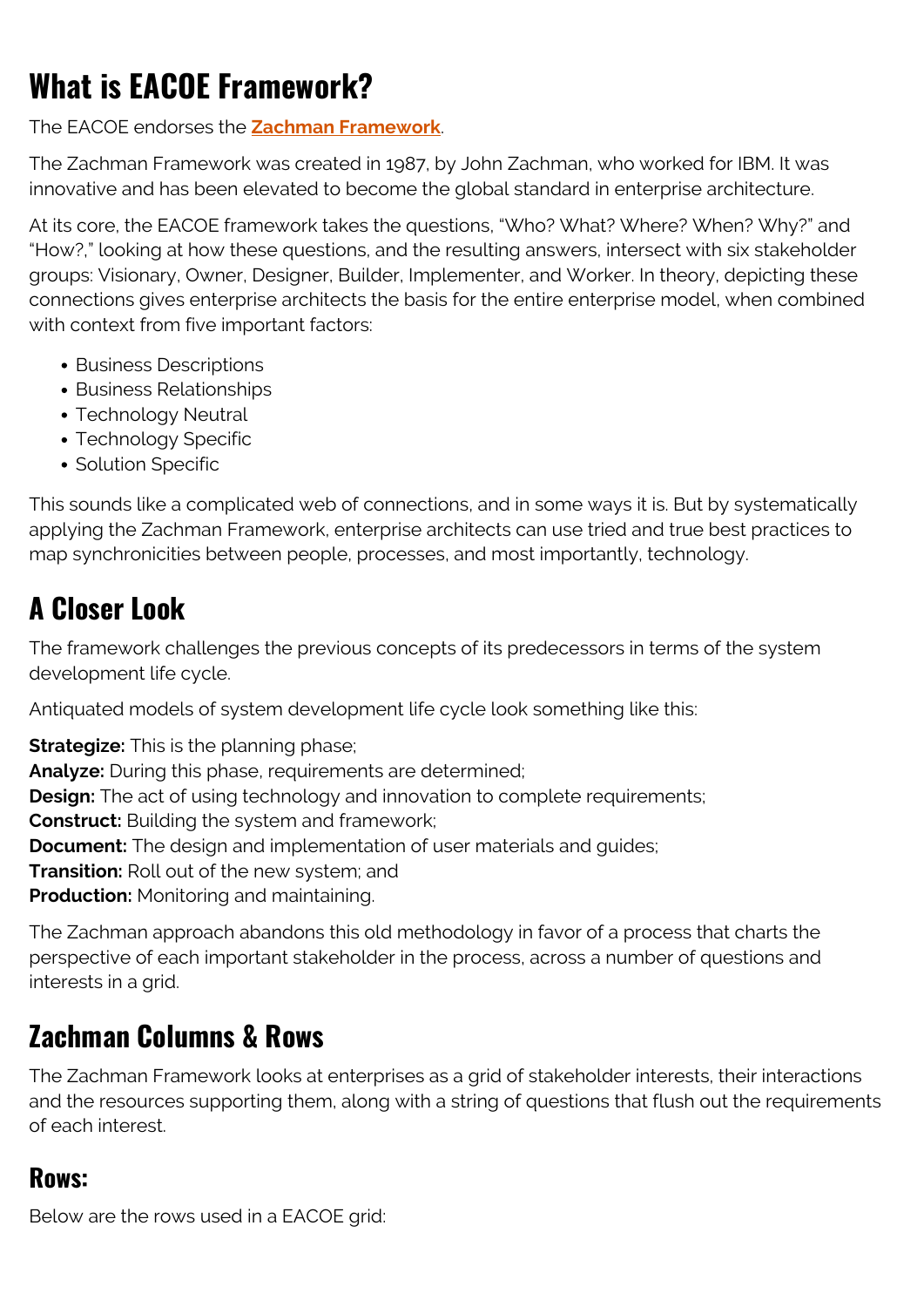# What is EACOE Framework?

The EACOE endorses the **[Zachman Framework](#)**.

The Zachman Framework was created in 1987, by John Zachman, who worked for IBM. It was innovative and has been elevated to become the global standard in enterprise architecture.

At its core, the EACOE framework takes the questions, "Who? What? Where? When? Why?" and "How?," looking at how these questions, and the resulting answers, intersect with six stakeholder groups: Visionary, Owner, Designer, Builder, Implementer, and Worker. In theory, depicting these connections gives enterprise architects the basis for the entire enterprise model, when combined with context from five important factors:

- Business Descriptions
- Business Relationships
- Technology Neutral
- Technology Specific
- Solution Specific

This sounds like a complicated web of connections, and in some ways it is. But by systematically applying the Zachman Framework, enterprise architects can use tried and true best practices to map synchronicities between people, processes, and most importantly, technology.

## A Closer Look

The framework challenges the previous concepts of its predecessors in terms of the system development life cycle.

Antiquated models of system development life cycle look something like this:

**Strategize:** This is the planning phase;
**Analyze:** During this phase, requirements are determined;
**Design:** The act of using technology and innovation to complete requirements;
**Construct:** Building the system and framework;
**Document:** The design and implementation of user materials and guides;
**Transition:** Roll out of the new system; and
**Production:** Monitoring and maintaining.

The Zachman approach abandons this old methodology in favor of a process that charts the perspective of each important stakeholder in the process, across a number of questions and interests in a grid.

## Zachman Columns & Rows

The Zachman Framework looks at enterprises as a grid of stakeholder interests, their interactions and the resources supporting them, along with a string of questions that flush out the requirements of each interest.

### Rows:

Below are the rows used in a EACOE grid: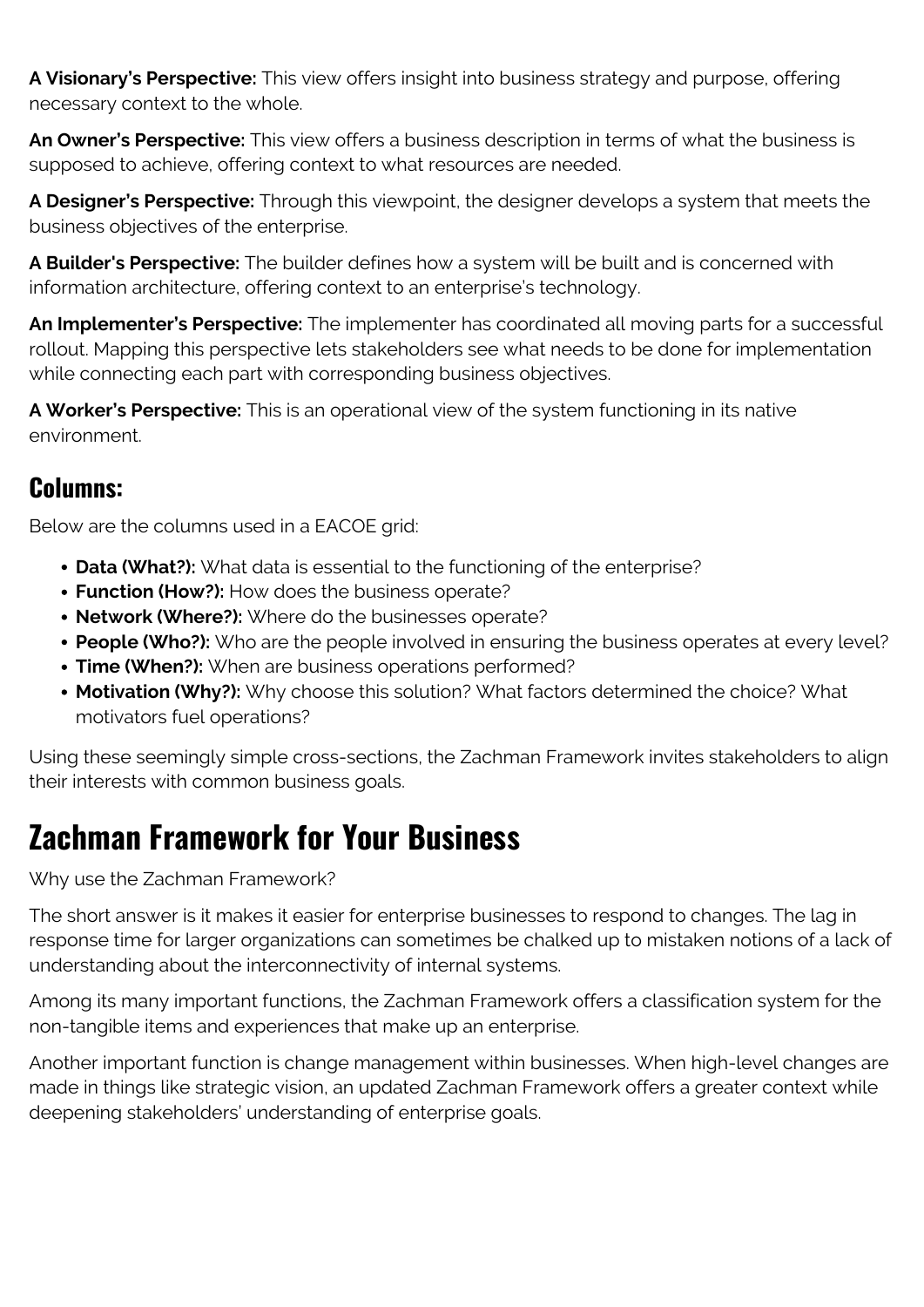**A Visionary's Perspective:** This view offers insight into business strategy and purpose, offering necessary context to the whole.

**An Owner's Perspective:** This view offers a business description in terms of what the business is supposed to achieve, offering context to what resources are needed.

**A Designer's Perspective:** Through this viewpoint, the designer develops a system that meets the business objectives of the enterprise.

**A Builder's Perspective:** The builder defines how a system will be built and is concerned with information architecture, offering context to an enterprise's technology.

**An Implementer's Perspective:** The implementer has coordinated all moving parts for a successful rollout. Mapping this perspective lets stakeholders see what needs to be done for implementation while connecting each part with corresponding business objectives.

**A Worker's Perspective:** This is an operational view of the system functioning in its native environment.

## Columns:

Below are the columns used in a EACOE grid:

- **Data (What?):** What data is essential to the functioning of the enterprise?
- **Function (How?):** How does the business operate?
- **Network (Where?):** Where do the businesses operate?
- **People (Who?):** Who are the people involved in ensuring the business operates at every level?
- **Time (When?):** When are business operations performed?
- **Motivation (Why?):** Why choose this solution? What factors determined the choice? What motivators fuel operations?

Using these seemingly simple cross-sections, the Zachman Framework invites stakeholders to align their interests with common business goals.

# Zachman Framework for Your Business

Why use the Zachman Framework?

The short answer is it makes it easier for enterprise businesses to respond to changes. The lag in response time for larger organizations can sometimes be chalked up to mistaken notions of a lack of understanding about the interconnectivity of internal systems.

Among its many important functions, the Zachman Framework offers a classification system for the non-tangible items and experiences that make up an enterprise.

Another important function is change management within businesses. When high-level changes are made in things like strategic vision, an updated Zachman Framework offers a greater context while deepening stakeholders' understanding of enterprise goals.